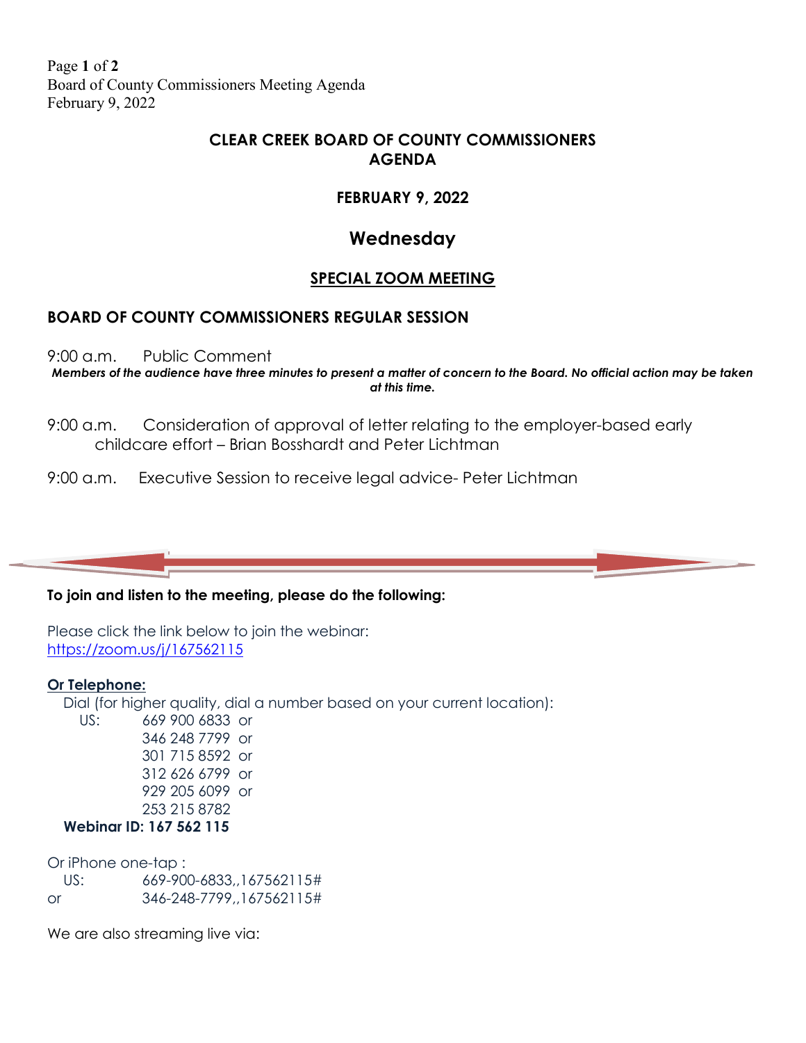# CLEAR CREEK BOARD OF COUNTY COMMISSIONERS AGENDA

## FEBRUARY 9, 2022

## Wednesday

## SPECIAL ZOOM MEETING

## BOARD OF COUNTY COMMISSIONERS REGULAR SESSION

9:00 a.m. Public Comment

***Members of the audience have three minutes to present a matter of concern to the Board. No official action may be taken at this time.***

9:00 a.m. Consideration of approval of letter relating to the employer-based early childcare effort – Brian Bosshardt and Peter Lichtman

9:00 a.m. Executive Session to receive legal advice- Peter Lichtman

**To join and listen to the meeting, please do the following:**

Please click the link below to join the webinar:
https://zoom.us/j/167562115

**Or Telephone:**

Dial (for higher quality, dial a number based on your current location):

US: 669 900 6833 or
346 248 7799 or
301 715 8592 or
312 626 6799 or
929 205 6099 or
253 215 8782

**Webinar ID: 167 562 115**

Or iPhone one-tap :

US: 669-900-6833,,167562115#
or 346-248-7799,,167562115#

We are also streaming live via: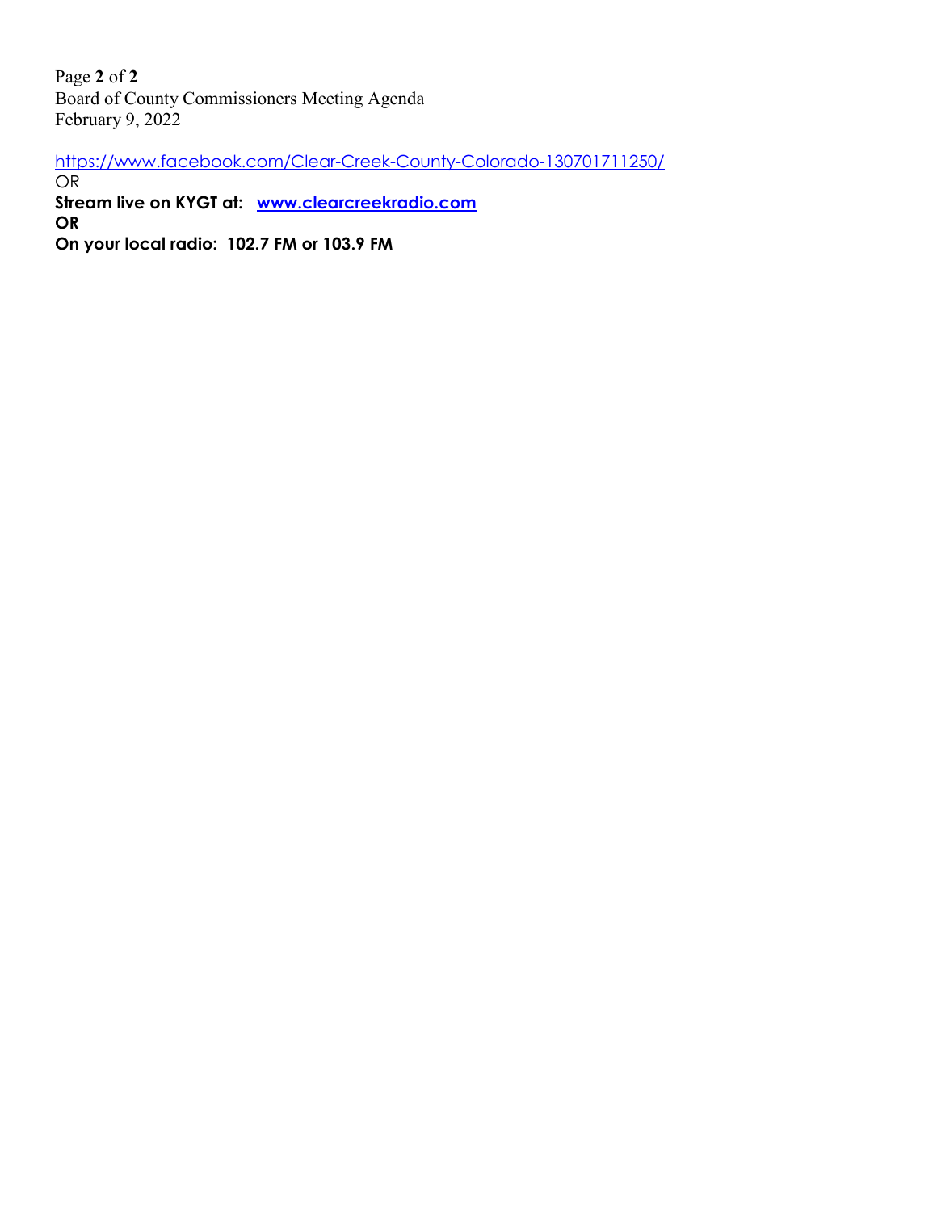https://www.facebook.com/Clear-Creek-County-Colorado-130701711250/

OR

**Stream live on KYGT at: www.clearcreekradio.com**

**OR**

**On your local radio: 102.7 FM or 103.9 FM**